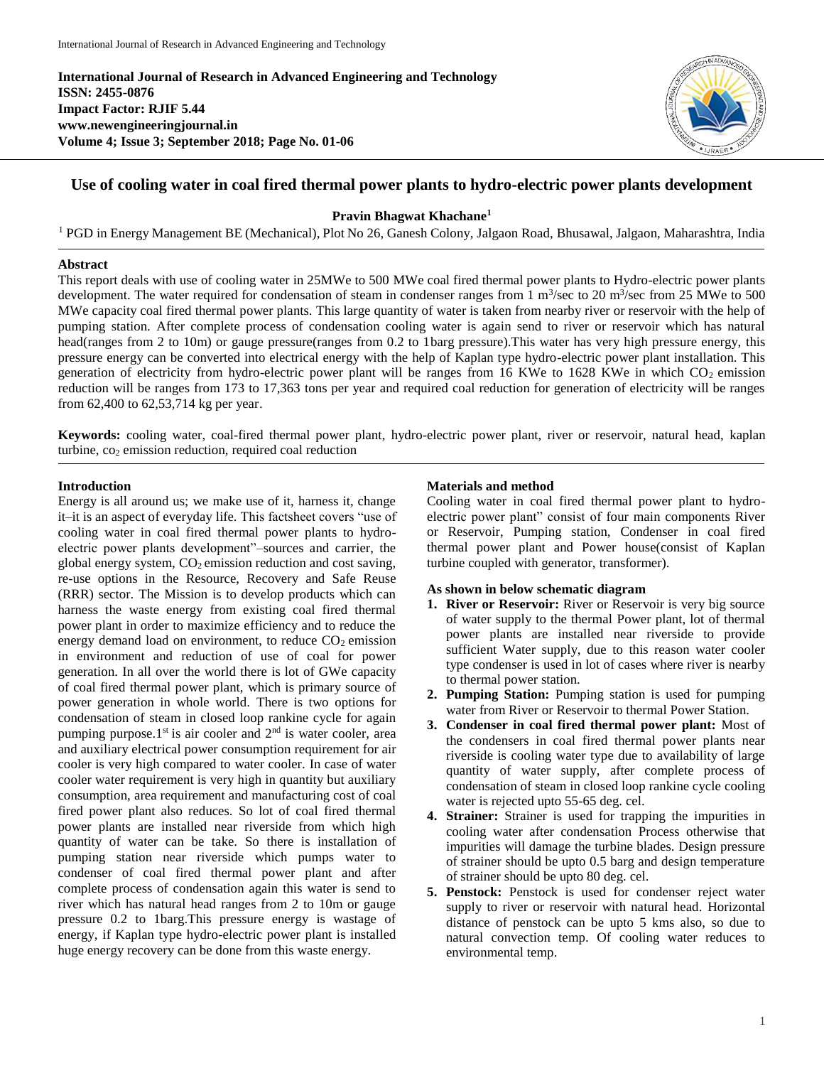**International Journal of Research in Advanced Engineering and Technology**
**ISSN: 2455-0876**
**Impact Factor: RJIF 5.44**
**www.newengineeringjournal.in**
**Volume 4; Issue 3; September 2018; Page No. 01-06**

# Use of cooling water in coal fired thermal power plants to hydro-electric power plants development

**Pravin Bhagwat Khachane[1]**

[1] PGD in Energy Management BE (Mechanical), Plot No 26, Ganesh Colony, Jalgaon Road, Bhusawal, Jalgaon, Maharashtra, India

## Abstract

This report deals with use of cooling water in 25MWe to 500 MWe coal fired thermal power plants to Hydro-electric power plants development. The water required for condensation of steam in condenser ranges from 1 $m^3$/sec to 20 $m^3$/sec from 25 MWe to 500 MWe capacity coal fired thermal power plants. This large quantity of water is taken from nearby river or reservoir with the help of pumping station. After complete process of condensation cooling water is again send to river or reservoir which has natural head(ranges from 2 to 10m) or gauge pressure(ranges from 0.2 to 1barg pressure).This water has very high pressure energy, this pressure energy can be converted into electrical energy with the help of Kaplan type hydro-electric power plant installation. This generation of electricity from hydro-electric power plant will be ranges from 16 KWe to 1628 KWe in which $CO_2$ emission reduction will be ranges from 173 to 17,363 tons per year and required coal reduction for generation of electricity will be ranges from 62,400 to 62,53,714 kg per year.

**Keywords:** cooling water, coal-fired thermal power plant, hydro-electric power plant, river or reservoir, natural head, kaplan turbine, $co_2$ emission reduction, required coal reduction

## Introduction

Energy is all around us; we make use of it, harness it, change it–it is an aspect of everyday life. This factsheet covers "use of cooling water in coal fired thermal power plants to hydro-electric power plants development"–sources and carrier, the global energy system, $CO_2$ emission reduction and cost saving, re-use options in the Resource, Recovery and Safe Reuse (RRR) sector. The Mission is to develop products which can harness the waste energy from existing coal fired thermal power plant in order to maximize efficiency and to reduce the energy demand load on environment, to reduce $CO_2$ emission in environment and reduction of use of coal for power generation. In all over the world there is lot of GWe capacity of coal fired thermal power plant, which is primary source of power generation in whole world. There is two options for condensation of steam in closed loop rankine cycle for again pumping purpose.1st is air cooler and 2nd is water cooler, area and auxiliary electrical power consumption requirement for air cooler is very high compared to water cooler. In case of water cooler water requirement is very high in quantity but auxiliary consumption, area requirement and manufacturing cost of coal fired power plant also reduces. So lot of coal fired thermal power plants are installed near riverside from which high quantity of water can be take. So there is installation of pumping station near riverside which pumps water to condenser of coal fired thermal power plant and after complete process of condensation again this water is send to river which has natural head ranges from 2 to 10m or gauge pressure 0.2 to 1barg.This pressure energy is wastage of energy, if Kaplan type hydro-electric power plant is installed huge energy recovery can be done from this waste energy.

## Materials and method

Cooling water in coal fired thermal power plant to hydro-electric power plant" consist of four main components River or Reservoir, Pumping station, Condenser in coal fired thermal power plant and Power house(consist of Kaplan turbine coupled with generator, transformer).

**As shown in below schematic diagram**

1. **River or Reservoir:** River or Reservoir is very big source of water supply to the thermal Power plant, lot of thermal power plants are installed near riverside to provide sufficient Water supply, due to this reason water cooler type condenser is used in lot of cases where river is nearby to thermal power station.
2. **Pumping Station:** Pumping station is used for pumping water from River or Reservoir to thermal Power Station.
3. **Condenser in coal fired thermal power plant:** Most of the condensers in coal fired thermal power plants near riverside is cooling water type due to availability of large quantity of water supply, after complete process of condensation of steam in closed loop rankine cycle cooling water is rejected upto 55-65 deg. cel.
4. **Strainer:** Strainer is used for trapping the impurities in cooling water after condensation Process otherwise that impurities will damage the turbine blades. Design pressure of strainer should be upto 0.5 barg and design temperature of strainer should be upto 80 deg. cel.
5. **Penstock:** Penstock is used for condenser reject water supply to river or reservoir with natural head. Horizontal distance of penstock can be upto 5 kms also, so due to natural convection temp. Of cooling water reduces to environmental temp.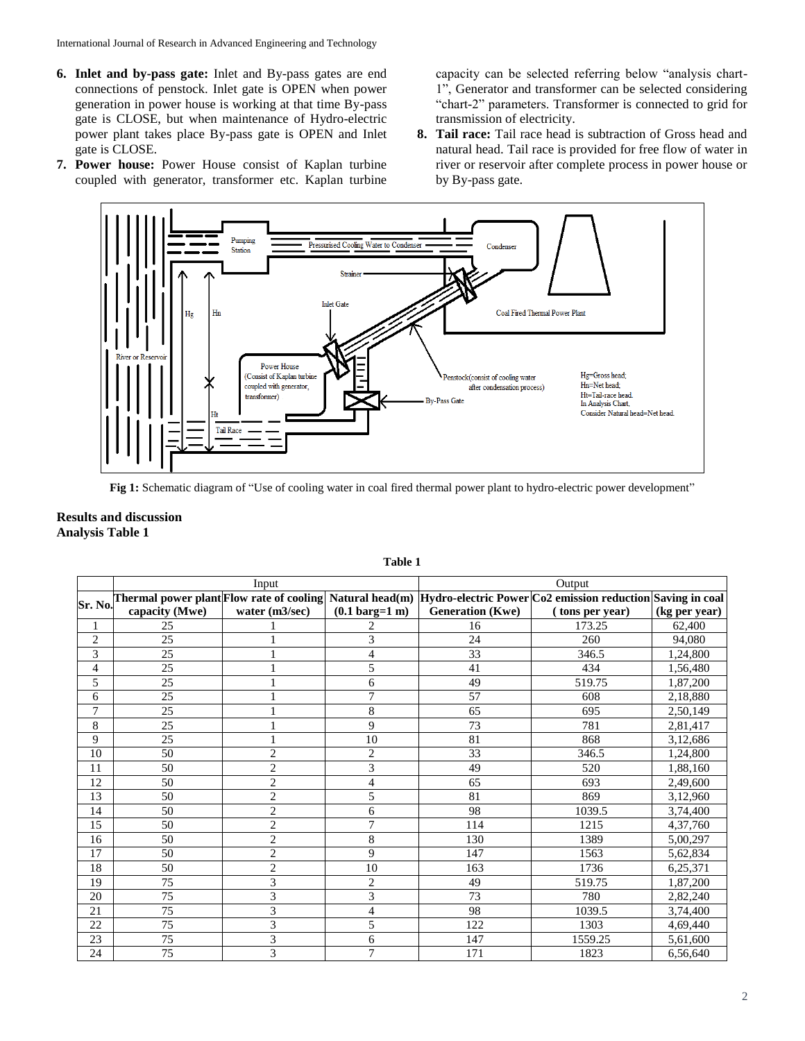6. **Inlet and by-pass gate:** Inlet and By-pass gates are end connections of penstock. Inlet gate is OPEN when power generation in power house is working at that time By-pass gate is CLOSE, but when maintenance of Hydro-electric power plant takes place By-pass gate is OPEN and Inlet gate is CLOSE.
7. **Power house:** Power House consist of Kaplan turbine coupled with generator, transformer etc. Kaplan turbine capacity can be selected referring below "analysis chart-1", Generator and transformer can be selected considering "chart-2" parameters. Transformer is connected to grid for transmission of electricity.
8. **Tail race:** Tail race head is subtraction of Gross head and natural head. Tail race is provided for free flow of water in river or reservoir after complete process in power house or by By-pass gate.

**Fig 1:** Schematic diagram of "Use of cooling water in coal fired thermal power plant to hydro-electric power development"

## Results and discussion

### Analysis Table 1

**Table 1**

| Sr. No. | Input | | | Output | | |
|---|---|---|---|---|---|---|
| | Thermal power plant capacity (Mwe) | Flow rate of cooling water (m3/sec) | Natural head(m) (0.1 barg=1 m) | Hydro-electric Power Generation (Kwe) | Co2 emission reduction ( tons per year) | Saving in coal (kg per year) |
| 1 | 25 | 1 | 2 | 16 | 173.25 | 62,400 |
| 2 | 25 | 1 | 3 | 24 | 260 | 94,080 |
| 3 | 25 | 1 | 4 | 33 | 346.5 | 1,24,800 |
| 4 | 25 | 1 | 5 | 41 | 434 | 1,56,480 |
| 5 | 25 | 1 | 6 | 49 | 519.75 | 1,87,200 |
| 6 | 25 | 1 | 7 | 57 | 608 | 2,18,880 |
| 7 | 25 | 1 | 8 | 65 | 695 | 2,50,149 |
| 8 | 25 | 1 | 9 | 73 | 781 | 2,81,417 |
| 9 | 25 | 1 | 10 | 81 | 868 | 3,12,686 |
| 10 | 50 | 2 | 2 | 33 | 346.5 | 1,24,800 |
| 11 | 50 | 2 | 3 | 49 | 520 | 1,88,160 |
| 12 | 50 | 2 | 4 | 65 | 693 | 2,49,600 |
| 13 | 50 | 2 | 5 | 81 | 869 | 3,12,960 |
| 14 | 50 | 2 | 6 | 98 | 1039.5 | 3,74,400 |
| 15 | 50 | 2 | 7 | 114 | 1215 | 4,37,760 |
| 16 | 50 | 2 | 8 | 130 | 1389 | 5,00,297 |
| 17 | 50 | 2 | 9 | 147 | 1563 | 5,62,834 |
| 18 | 50 | 2 | 10 | 163 | 1736 | 6,25,371 |
| 19 | 75 | 3 | 2 | 49 | 519.75 | 1,87,200 |
| 20 | 75 | 3 | 3 | 73 | 780 | 2,82,240 |
| 21 | 75 | 3 | 4 | 98 | 1039.5 | 3,74,400 |
| 22 | 75 | 3 | 5 | 122 | 1303 | 4,69,440 |
| 23 | 75 | 3 | 6 | 147 | 1559.25 | 5,61,600 |
| 24 | 75 | 3 | 7 | 171 | 1823 | 6,56,640 |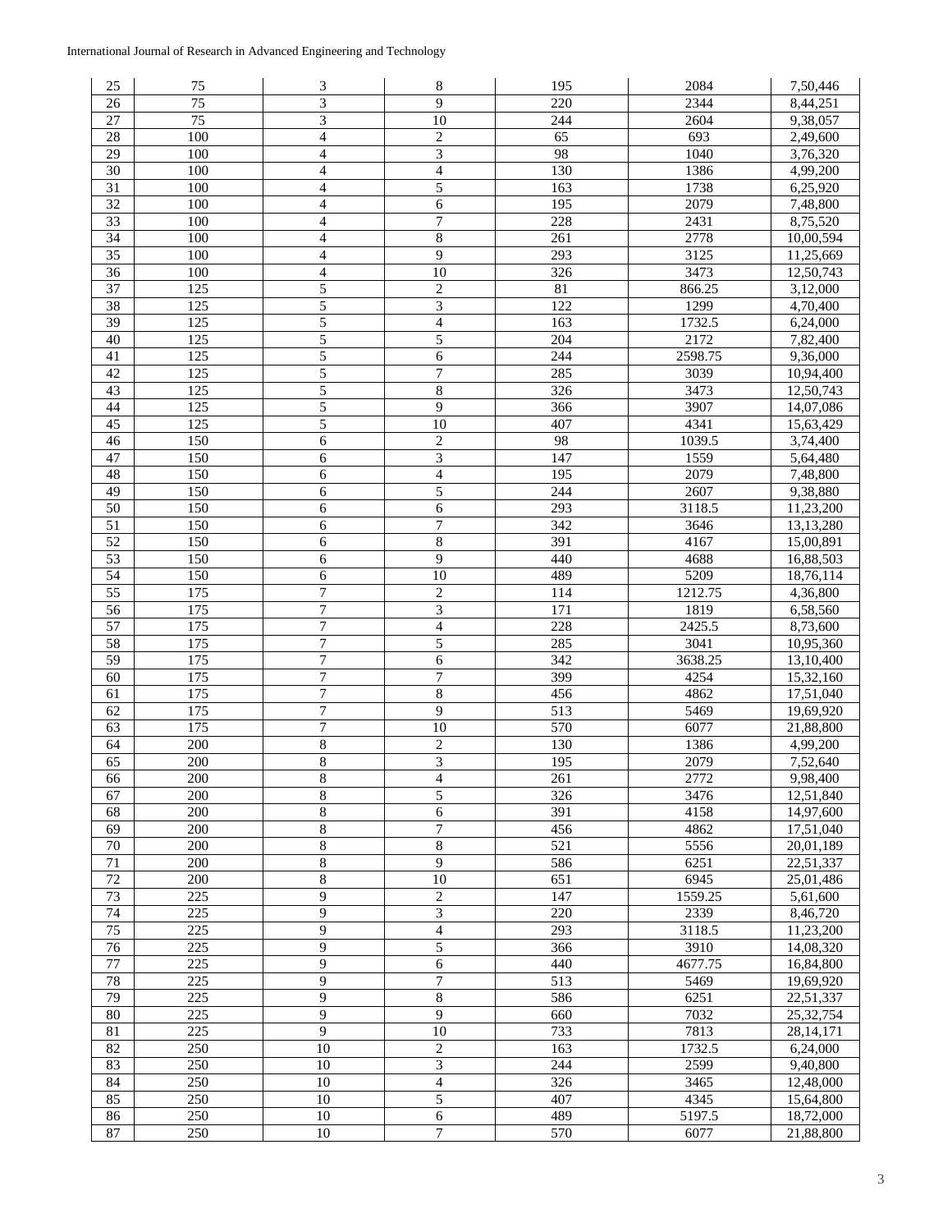| 25 | 75 | 3 | 8 | 195 | 2084 | 7,50,446 |
|---|---|---|---|---|---|---|
| 26 | 75 | 3 | 9 | 220 | 2344 | 8,44,251 |
| 27 | 75 | 3 | 10 | 244 | 2604 | 9,38,057 |
| 28 | 100 | 4 | 2 | 65 | 693 | 2,49,600 |
| 29 | 100 | 4 | 3 | 98 | 1040 | 3,76,320 |
| 30 | 100 | 4 | 4 | 130 | 1386 | 4,99,200 |
| 31 | 100 | 4 | 5 | 163 | 1738 | 6,25,920 |
| 32 | 100 | 4 | 6 | 195 | 2079 | 7,48,800 |
| 33 | 100 | 4 | 7 | 228 | 2431 | 8,75,520 |
| 34 | 100 | 4 | 8 | 261 | 2778 | 10,00,594 |
| 35 | 100 | 4 | 9 | 293 | 3125 | 11,25,669 |
| 36 | 100 | 4 | 10 | 326 | 3473 | 12,50,743 |
| 37 | 125 | 5 | 2 | 81 | 866.25 | 3,12,000 |
| 38 | 125 | 5 | 3 | 122 | 1299 | 4,70,400 |
| 39 | 125 | 5 | 4 | 163 | 1732.5 | 6,24,000 |
| 40 | 125 | 5 | 5 | 204 | 2172 | 7,82,400 |
| 41 | 125 | 5 | 6 | 244 | 2598.75 | 9,36,000 |
| 42 | 125 | 5 | 7 | 285 | 3039 | 10,94,400 |
| 43 | 125 | 5 | 8 | 326 | 3473 | 12,50,743 |
| 44 | 125 | 5 | 9 | 366 | 3907 | 14,07,086 |
| 45 | 125 | 5 | 10 | 407 | 4341 | 15,63,429 |
| 46 | 150 | 6 | 2 | 98 | 1039.5 | 3,74,400 |
| 47 | 150 | 6 | 3 | 147 | 1559 | 5,64,480 |
| 48 | 150 | 6 | 4 | 195 | 2079 | 7,48,800 |
| 49 | 150 | 6 | 5 | 244 | 2607 | 9,38,880 |
| 50 | 150 | 6 | 6 | 293 | 3118.5 | 11,23,200 |
| 51 | 150 | 6 | 7 | 342 | 3646 | 13,13,280 |
| 52 | 150 | 6 | 8 | 391 | 4167 | 15,00,891 |
| 53 | 150 | 6 | 9 | 440 | 4688 | 16,88,503 |
| 54 | 150 | 6 | 10 | 489 | 5209 | 18,76,114 |
| 55 | 175 | 7 | 2 | 114 | 1212.75 | 4,36,800 |
| 56 | 175 | 7 | 3 | 171 | 1819 | 6,58,560 |
| 57 | 175 | 7 | 4 | 228 | 2425.5 | 8,73,600 |
| 58 | 175 | 7 | 5 | 285 | 3041 | 10,95,360 |
| 59 | 175 | 7 | 6 | 342 | 3638.25 | 13,10,400 |
| 60 | 175 | 7 | 7 | 399 | 4254 | 15,32,160 |
| 61 | 175 | 7 | 8 | 456 | 4862 | 17,51,040 |
| 62 | 175 | 7 | 9 | 513 | 5469 | 19,69,920 |
| 63 | 175 | 7 | 10 | 570 | 6077 | 21,88,800 |
| 64 | 200 | 8 | 2 | 130 | 1386 | 4,99,200 |
| 65 | 200 | 8 | 3 | 195 | 2079 | 7,52,640 |
| 66 | 200 | 8 | 4 | 261 | 2772 | 9,98,400 |
| 67 | 200 | 8 | 5 | 326 | 3476 | 12,51,840 |
| 68 | 200 | 8 | 6 | 391 | 4158 | 14,97,600 |
| 69 | 200 | 8 | 7 | 456 | 4862 | 17,51,040 |
| 70 | 200 | 8 | 8 | 521 | 5556 | 20,01,189 |
| 71 | 200 | 8 | 9 | 586 | 6251 | 22,51,337 |
| 72 | 200 | 8 | 10 | 651 | 6945 | 25,01,486 |
| 73 | 225 | 9 | 2 | 147 | 1559.25 | 5,61,600 |
| 74 | 225 | 9 | 3 | 220 | 2339 | 8,46,720 |
| 75 | 225 | 9 | 4 | 293 | 3118.5 | 11,23,200 |
| 76 | 225 | 9 | 5 | 366 | 3910 | 14,08,320 |
| 77 | 225 | 9 | 6 | 440 | 4677.75 | 16,84,800 |
| 78 | 225 | 9 | 7 | 513 | 5469 | 19,69,920 |
| 79 | 225 | 9 | 8 | 586 | 6251 | 22,51,337 |
| 80 | 225 | 9 | 9 | 660 | 7032 | 25,32,754 |
| 81 | 225 | 9 | 10 | 733 | 7813 | 28,14,171 |
| 82 | 250 | 10 | 2 | 163 | 1732.5 | 6,24,000 |
| 83 | 250 | 10 | 3 | 244 | 2599 | 9,40,800 |
| 84 | 250 | 10 | 4 | 326 | 3465 | 12,48,000 |
| 85 | 250 | 10 | 5 | 407 | 4345 | 15,64,800 |
| 86 | 250 | 10 | 6 | 489 | 5197.5 | 18,72,000 |
| 87 | 250 | 10 | 7 | 570 | 6077 | 21,88,800 |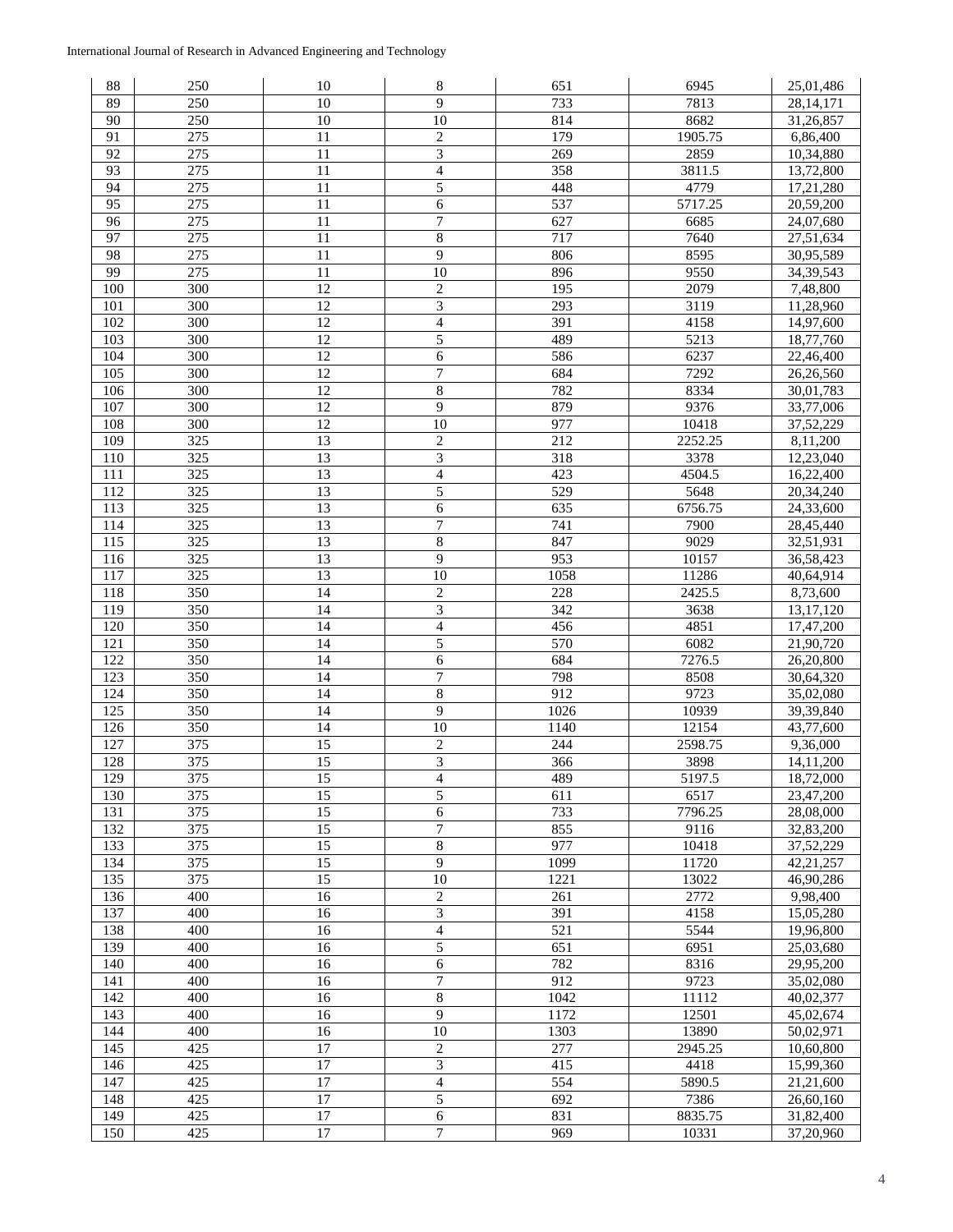| 88 | 250 | 10 | 8 | 651 | 6945 | 25,01,486 |
|---|---|---|---|---|---|---|
| 89 | 250 | 10 | 9 | 733 | 7813 | 28,14,171 |
| 90 | 250 | 10 | 10 | 814 | 8682 | 31,26,857 |
| 91 | 275 | 11 | 2 | 179 | 1905.75 | 6,86,400 |
| 92 | 275 | 11 | 3 | 269 | 2859 | 10,34,880 |
| 93 | 275 | 11 | 4 | 358 | 3811.5 | 13,72,800 |
| 94 | 275 | 11 | 5 | 448 | 4779 | 17,21,280 |
| 95 | 275 | 11 | 6 | 537 | 5717.25 | 20,59,200 |
| 96 | 275 | 11 | 7 | 627 | 6685 | 24,07,680 |
| 97 | 275 | 11 | 8 | 717 | 7640 | 27,51,634 |
| 98 | 275 | 11 | 9 | 806 | 8595 | 30,95,589 |
| 99 | 275 | 11 | 10 | 896 | 9550 | 34,39,543 |
| 100 | 300 | 12 | 2 | 195 | 2079 | 7,48,800 |
| 101 | 300 | 12 | 3 | 293 | 3119 | 11,28,960 |
| 102 | 300 | 12 | 4 | 391 | 4158 | 14,97,600 |
| 103 | 300 | 12 | 5 | 489 | 5213 | 18,77,760 |
| 104 | 300 | 12 | 6 | 586 | 6237 | 22,46,400 |
| 105 | 300 | 12 | 7 | 684 | 7292 | 26,26,560 |
| 106 | 300 | 12 | 8 | 782 | 8334 | 30,01,783 |
| 107 | 300 | 12 | 9 | 879 | 9376 | 33,77,006 |
| 108 | 300 | 12 | 10 | 977 | 10418 | 37,52,229 |
| 109 | 325 | 13 | 2 | 212 | 2252.25 | 8,11,200 |
| 110 | 325 | 13 | 3 | 318 | 3378 | 12,23,040 |
| 111 | 325 | 13 | 4 | 423 | 4504.5 | 16,22,400 |
| 112 | 325 | 13 | 5 | 529 | 5648 | 20,34,240 |
| 113 | 325 | 13 | 6 | 635 | 6756.75 | 24,33,600 |
| 114 | 325 | 13 | 7 | 741 | 7900 | 28,45,440 |
| 115 | 325 | 13 | 8 | 847 | 9029 | 32,51,931 |
| 116 | 325 | 13 | 9 | 953 | 10157 | 36,58,423 |
| 117 | 325 | 13 | 10 | 1058 | 11286 | 40,64,914 |
| 118 | 350 | 14 | 2 | 228 | 2425.5 | 8,73,600 |
| 119 | 350 | 14 | 3 | 342 | 3638 | 13,17,120 |
| 120 | 350 | 14 | 4 | 456 | 4851 | 17,47,200 |
| 121 | 350 | 14 | 5 | 570 | 6082 | 21,90,720 |
| 122 | 350 | 14 | 6 | 684 | 7276.5 | 26,20,800 |
| 123 | 350 | 14 | 7 | 798 | 8508 | 30,64,320 |
| 124 | 350 | 14 | 8 | 912 | 9723 | 35,02,080 |
| 125 | 350 | 14 | 9 | 1026 | 10939 | 39,39,840 |
| 126 | 350 | 14 | 10 | 1140 | 12154 | 43,77,600 |
| 127 | 375 | 15 | 2 | 244 | 2598.75 | 9,36,000 |
| 128 | 375 | 15 | 3 | 366 | 3898 | 14,11,200 |
| 129 | 375 | 15 | 4 | 489 | 5197.5 | 18,72,000 |
| 130 | 375 | 15 | 5 | 611 | 6517 | 23,47,200 |
| 131 | 375 | 15 | 6 | 733 | 7796.25 | 28,08,000 |
| 132 | 375 | 15 | 7 | 855 | 9116 | 32,83,200 |
| 133 | 375 | 15 | 8 | 977 | 10418 | 37,52,229 |
| 134 | 375 | 15 | 9 | 1099 | 11720 | 42,21,257 |
| 135 | 375 | 15 | 10 | 1221 | 13022 | 46,90,286 |
| 136 | 400 | 16 | 2 | 261 | 2772 | 9,98,400 |
| 137 | 400 | 16 | 3 | 391 | 4158 | 15,05,280 |
| 138 | 400 | 16 | 4 | 521 | 5544 | 19,96,800 |
| 139 | 400 | 16 | 5 | 651 | 6951 | 25,03,680 |
| 140 | 400 | 16 | 6 | 782 | 8316 | 29,95,200 |
| 141 | 400 | 16 | 7 | 912 | 9723 | 35,02,080 |
| 142 | 400 | 16 | 8 | 1042 | 11112 | 40,02,377 |
| 143 | 400 | 16 | 9 | 1172 | 12501 | 45,02,674 |
| 144 | 400 | 16 | 10 | 1303 | 13890 | 50,02,971 |
| 145 | 425 | 17 | 2 | 277 | 2945.25 | 10,60,800 |
| 146 | 425 | 17 | 3 | 415 | 4418 | 15,99,360 |
| 147 | 425 | 17 | 4 | 554 | 5890.5 | 21,21,600 |
| 148 | 425 | 17 | 5 | 692 | 7386 | 26,60,160 |
| 149 | 425 | 17 | 6 | 831 | 8835.75 | 31,82,400 |
| 150 | 425 | 17 | 7 | 969 | 10331 | 37,20,960 |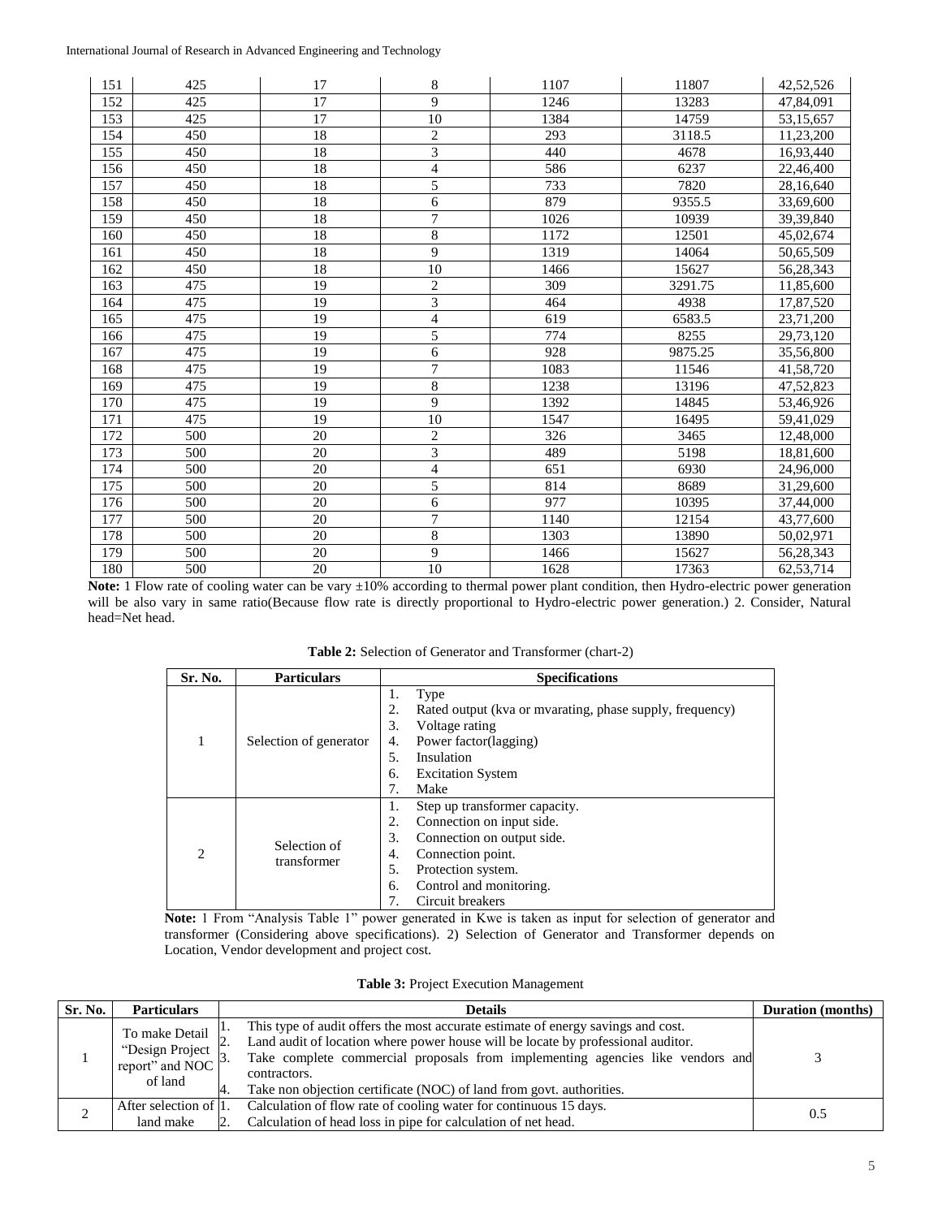| 151 | 425 | 17 | 8 | 1107 | 11807 | 42,52,526 |
|---|---|---|---|---|---|---|
| 152 | 425 | 17 | 9 | 1246 | 13283 | 47,84,091 |
| 153 | 425 | 17 | 10 | 1384 | 14759 | 53,15,657 |
| 154 | 450 | 18 | 2 | 293 | 3118.5 | 11,23,200 |
| 155 | 450 | 18 | 3 | 440 | 4678 | 16,93,440 |
| 156 | 450 | 18 | 4 | 586 | 6237 | 22,46,400 |
| 157 | 450 | 18 | 5 | 733 | 7820 | 28,16,640 |
| 158 | 450 | 18 | 6 | 879 | 9355.5 | 33,69,600 |
| 159 | 450 | 18 | 7 | 1026 | 10939 | 39,39,840 |
| 160 | 450 | 18 | 8 | 1172 | 12501 | 45,02,674 |
| 161 | 450 | 18 | 9 | 1319 | 14064 | 50,65,509 |
| 162 | 450 | 18 | 10 | 1466 | 15627 | 56,28,343 |
| 163 | 475 | 19 | 2 | 309 | 3291.75 | 11,85,600 |
| 164 | 475 | 19 | 3 | 464 | 4938 | 17,87,520 |
| 165 | 475 | 19 | 4 | 619 | 6583.5 | 23,71,200 |
| 166 | 475 | 19 | 5 | 774 | 8255 | 29,73,120 |
| 167 | 475 | 19 | 6 | 928 | 9875.25 | 35,56,800 |
| 168 | 475 | 19 | 7 | 1083 | 11546 | 41,58,720 |
| 169 | 475 | 19 | 8 | 1238 | 13196 | 47,52,823 |
| 170 | 475 | 19 | 9 | 1392 | 14845 | 53,46,926 |
| 171 | 475 | 19 | 10 | 1547 | 16495 | 59,41,029 |
| 172 | 500 | 20 | 2 | 326 | 3465 | 12,48,000 |
| 173 | 500 | 20 | 3 | 489 | 5198 | 18,81,600 |
| 174 | 500 | 20 | 4 | 651 | 6930 | 24,96,000 |
| 175 | 500 | 20 | 5 | 814 | 8689 | 31,29,600 |
| 176 | 500 | 20 | 6 | 977 | 10395 | 37,44,000 |
| 177 | 500 | 20 | 7 | 1140 | 12154 | 43,77,600 |
| 178 | 500 | 20 | 8 | 1303 | 13890 | 50,02,971 |
| 179 | 500 | 20 | 9 | 1466 | 15627 | 56,28,343 |
| 180 | 500 | 20 | 10 | 1628 | 17363 | 62,53,714 |

**Note:** 1 Flow rate of cooling water can be vary ±10% according to thermal power plant condition, then Hydro-electric power generation will be also vary in same ratio(Because flow rate is directly proportional to Hydro-electric power generation.) 2. Consider, Natural head=Net head.

**Table 2:** Selection of Generator and Transformer (chart-2)

| Sr. No. | Particulars | Specifications |
|---|---|---|
| 1 | Selection of generator | 1. Type<br>2. Rated output (kva or mvarating, phase supply, frequency)<br>3. Voltage rating<br>4. Power factor(lagging)<br>5. Insulation<br>6. Excitation System<br>7. Make |
| 2 | Selection of transformer | 1. Step up transformer capacity.<br>2. Connection on input side.<br>3. Connection on output side.<br>4. Connection point.<br>5. Protection system.<br>6. Control and monitoring.<br>7. Circuit breakers |

**Note:** 1 From "Analysis Table 1" power generated in Kwe is taken as input for selection of generator and transformer (Considering above specifications). 2) Selection of Generator and Transformer depends on Location, Vendor development and project cost.

**Table 3:** Project Execution Management

| Sr. No. | Particulars | Details | Duration (months) |
|---|---|---|---|
| 1 | To make Detail "Design Project report" and NOC of land | 1. This type of audit offers the most accurate estimate of energy savings and cost.<br>2. Land audit of location where power house will be locate by professional auditor.<br>3. Take complete commercial proposals from implementing agencies like vendors and contractors.<br>4. Take non objection certificate (NOC) of land from govt. authorities. | 3 |
| 2 | After selection of land make | 1. Calculation of flow rate of cooling water for continuous 15 days.<br>2. Calculation of head loss in pipe for calculation of net head. | 0.5 |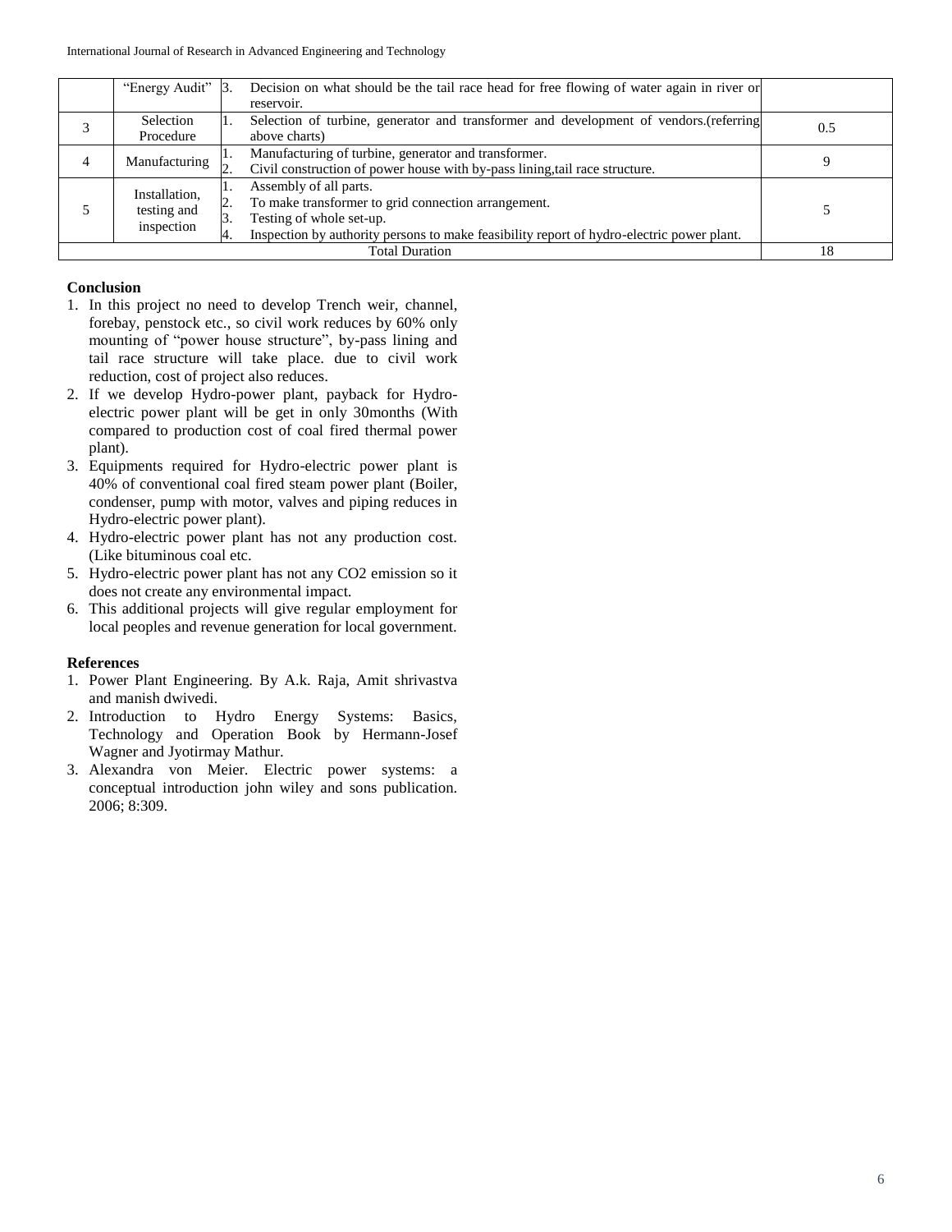| | | | |
|---|---|---|---|
| | "Energy Audit" | 3. Decision on what should be the tail race head for free flowing of water again in river or reservoir. | |
| 3 | Selection Procedure | 1. Selection of turbine, generator and transformer and development of vendors.(referring above charts) | 0.5 |
| 4 | Manufacturing | 1. Manufacturing of turbine, generator and transformer.<br>2. Civil construction of power house with by-pass lining,tail race structure. | 9 |
| 5 | Installation, testing and inspection | 1. Assembly of all parts.<br>2. To make transformer to grid connection arrangement.<br>3. Testing of whole set-up.<br>4. Inspection by authority persons to make feasibility report of hydro-electric power plant. | 5 |
| | | Total Duration | 18 |

**Conclusion**

1. In this project no need to develop Trench weir, channel, forebay, penstock etc., so civil work reduces by 60% only mounting of "power house structure", by-pass lining and tail race structure will take place. due to civil work reduction, cost of project also reduces.
2. If we develop Hydro-power plant, payback for Hydro-electric power plant will be get in only 30months (With compared to production cost of coal fired thermal power plant).
3. Equipments required for Hydro-electric power plant is 40% of conventional coal fired steam power plant (Boiler, condenser, pump with motor, valves and piping reduces in Hydro-electric power plant).
4. Hydro-electric power plant has not any production cost. (Like bituminous coal etc.
5. Hydro-electric power plant has not any $CO_2$ emission so it does not create any environmental impact.
6. This additional projects will give regular employment for local peoples and revenue generation for local government.

**References**

1. Power Plant Engineering. By A.k. Raja, Amit shrivastva and manish dwivedi.
2. Introduction to Hydro Energy Systems: Basics, Technology and Operation Book by Hermann-Josef Wagner and Jyotirmay Mathur.
3. Alexandra von Meier. Electric power systems: a conceptual introduction john wiley and sons publication. 2006; 8:309.